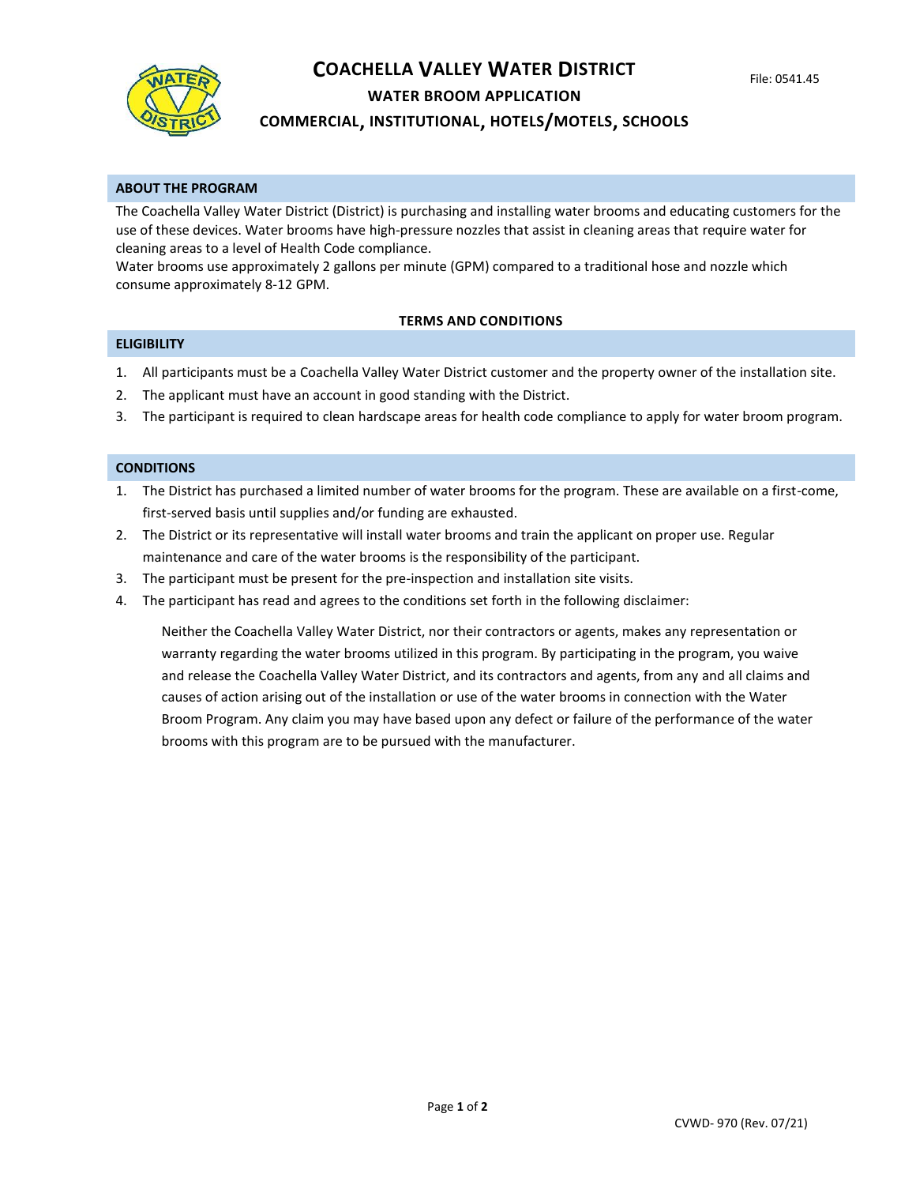# COACHELLA VALLEY WATER DISTRICT

File: 0541.45

## WATER BROOM APPLICATION

## COMMERCIAL, INSTITUTIONAL, HOTELS/MOTELS, SCHOOLS

### ABOUT THE PROGRAM

The Coachella Valley Water District (District) is purchasing and installing water brooms and educating customers for the use of these devices. Water brooms have high-pressure nozzles that assist in cleaning areas that require water for cleaning areas to a level of Health Code compliance.

Water brooms use approximately 2 gallons per minute (GPM) compared to a traditional hose and nozzle which consume approximately 8-12 GPM.

**TERMS AND CONDITIONS**

### ELIGIBILITY

1. All participants must be a Coachella Valley Water District customer and the property owner of the installation site.
2. The applicant must have an account in good standing with the District.
3. The participant is required to clean hardscape areas for health code compliance to apply for water broom program.

### CONDITIONS

1. The District has purchased a limited number of water brooms for the program. These are available on a first-come, first-served basis until supplies and/or funding are exhausted.
2. The District or its representative will install water brooms and train the applicant on proper use. Regular maintenance and care of the water brooms is the responsibility of the participant.
3. The participant must be present for the pre-inspection and installation site visits.
4. The participant has read and agrees to the conditions set forth in the following disclaimer:

   Neither the Coachella Valley Water District, nor their contractors or agents, makes any representation or warranty regarding the water brooms utilized in this program. By participating in the program, you waive and release the Coachella Valley Water District, and its contractors and agents, from any and all claims and causes of action arising out of the installation or use of the water brooms in connection with the Water Broom Program. Any claim you may have based upon any defect or failure of the performance of the water brooms with this program are to be pursued with the manufacturer.

CVWD- 970 (Rev. 07/21)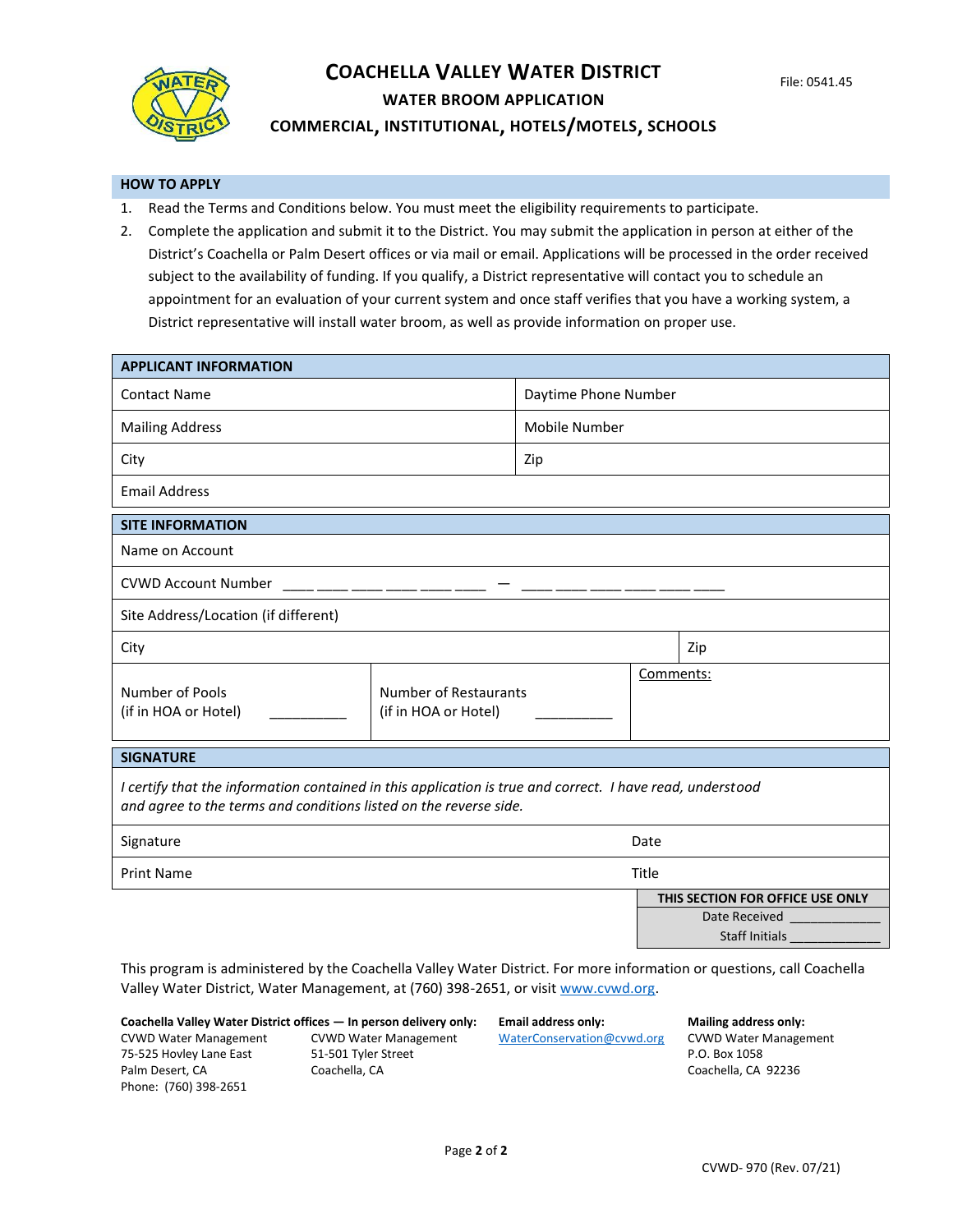# COACHELLA VALLEY WATER DISTRICT

File: 0541.45

## WATER BROOM APPLICATION

## COMMERCIAL, INSTITUTIONAL, HOTELS/MOTELS, SCHOOLS

### HOW TO APPLY

1. Read the Terms and Conditions below. You must meet the eligibility requirements to participate.
2. Complete the application and submit it to the District. You may submit the application in person at either of the District's Coachella or Palm Desert offices or via mail or email. Applications will be processed in the order received subject to the availability of funding. If you qualify, a District representative will contact you to schedule an appointment for an evaluation of your current system and once staff verifies that you have a working system, a District representative will install water broom, as well as provide information on proper use.

| APPLICANT INFORMATION | |
|---|---|
| Contact Name | Daytime Phone Number |
| Mailing Address | Mobile Number |
| City | Zip |
| Email Address | |

| SITE INFORMATION | | |
|---|---|---|
| Name on Account | | |
| CVWD Account Number ____ ____ ____ ____ ____ ____ — ____ ____ ____ ____ ____ ____ | | |
| Site Address/Location (if different) | | |
| City | | Zip |
| Number of Pools (if in HOA or Hotel) __________ | Number of Restaurants (if in HOA or Hotel) __________ | Comments: |

| SIGNATURE | |
|---|---|
| *I certify that the information contained in this application is true and correct. I have read, understood and agree to the terms and conditions listed on the reverse side.* | |
| Signature | Date |
| Print Name | Title |

| THIS SECTION FOR OFFICE USE ONLY |
|---|
| Date Received ____________ |
| Staff Initials ____________ |

This program is administered by the Coachella Valley Water District. For more information or questions, call Coachella Valley Water District, Water Management, at (760) 398-2651, or visit www.cvwd.org.

**Coachella Valley Water District offices — In person delivery only:**

CVWD Water Management
75-525 Hovley Lane East
Palm Desert, CA
Phone: (760) 398-2651

CVWD Water Management
51-501 Tyler Street
Coachella, CA

**Email address only:**

WaterConservation@cvwd.org

**Mailing address only:**

CVWD Water Management
P.O. Box 1058
Coachella, CA 92236

CVWD- 970 (Rev. 07/21)